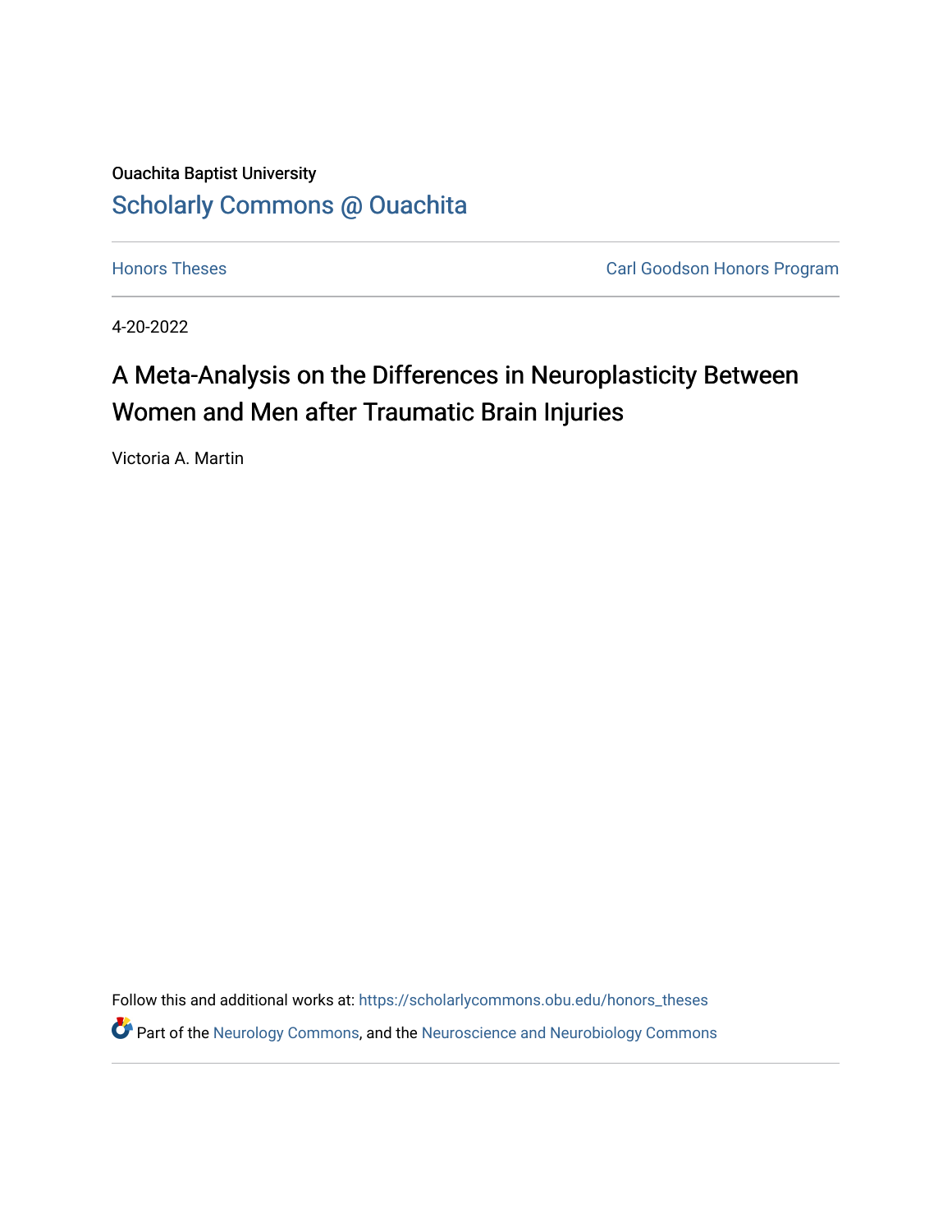Ouachita Baptist University

# Scholarly Commons @ Ouachita

Honors Theses | Carl Goodson Honors Program

4-20-2022

## A Meta-Analysis on the Differences in Neuroplasticity Between Women and Men after Traumatic Brain Injuries

Victoria A. Martin

Follow this and additional works at: https://scholarlycommons.obu.edu/honors_theses

Part of the Neurology Commons, and the Neuroscience and Neurobiology Commons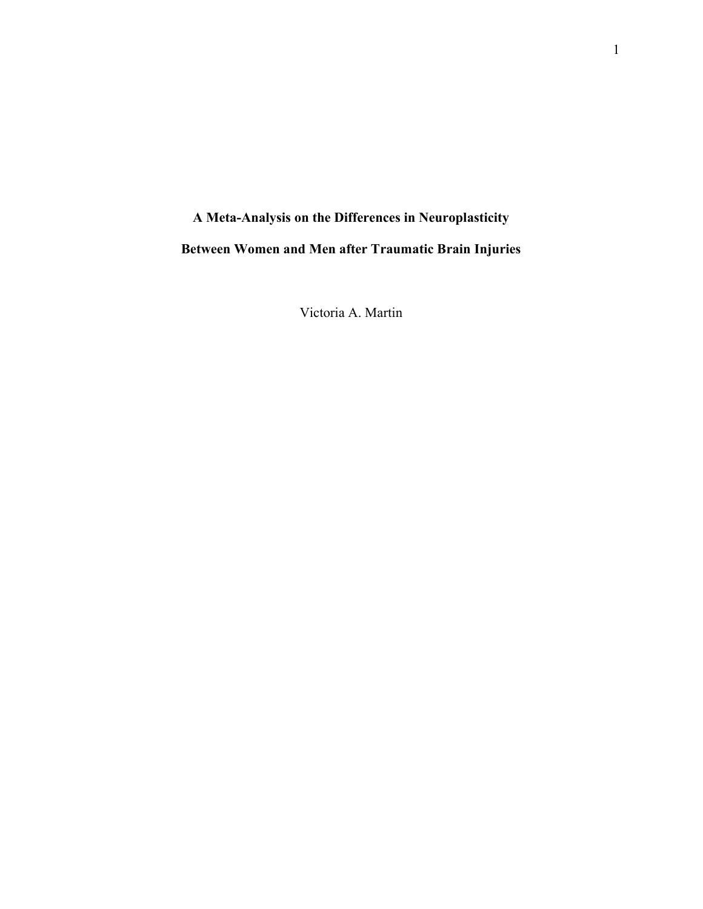# A Meta-Analysis on the Differences in Neuroplasticity

# Between Women and Men after Traumatic Brain Injuries

Victoria A. Martin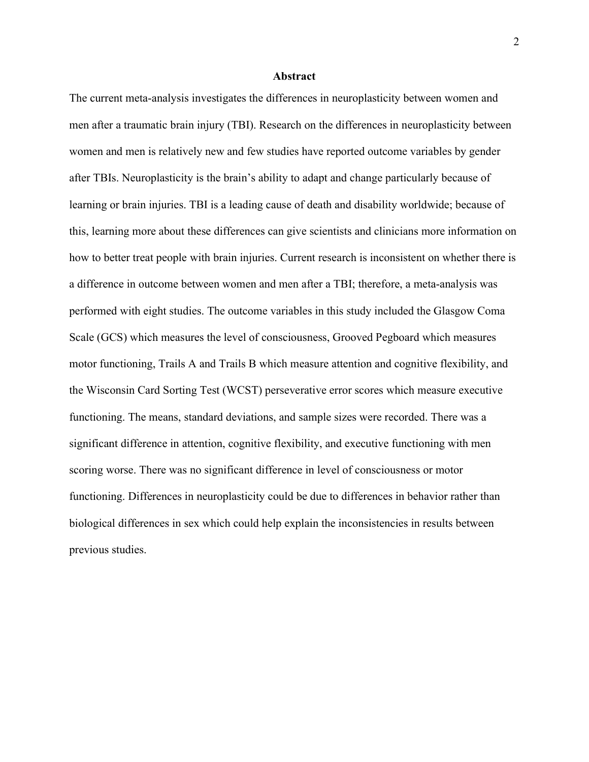## Abstract

The current meta-analysis investigates the differences in neuroplasticity between women and men after a traumatic brain injury (TBI). Research on the differences in neuroplasticity between women and men is relatively new and few studies have reported outcome variables by gender after TBIs. Neuroplasticity is the brain's ability to adapt and change particularly because of learning or brain injuries. TBI is a leading cause of death and disability worldwide; because of this, learning more about these differences can give scientists and clinicians more information on how to better treat people with brain injuries. Current research is inconsistent on whether there is a difference in outcome between women and men after a TBI; therefore, a meta-analysis was performed with eight studies. The outcome variables in this study included the Glasgow Coma Scale (GCS) which measures the level of consciousness, Grooved Pegboard which measures motor functioning, Trails A and Trails B which measure attention and cognitive flexibility, and the Wisconsin Card Sorting Test (WCST) perseverative error scores which measure executive functioning. The means, standard deviations, and sample sizes were recorded. There was a significant difference in attention, cognitive flexibility, and executive functioning with men scoring worse. There was no significant difference in level of consciousness or motor functioning. Differences in neuroplasticity could be due to differences in behavior rather than biological differences in sex which could help explain the inconsistencies in results between previous studies.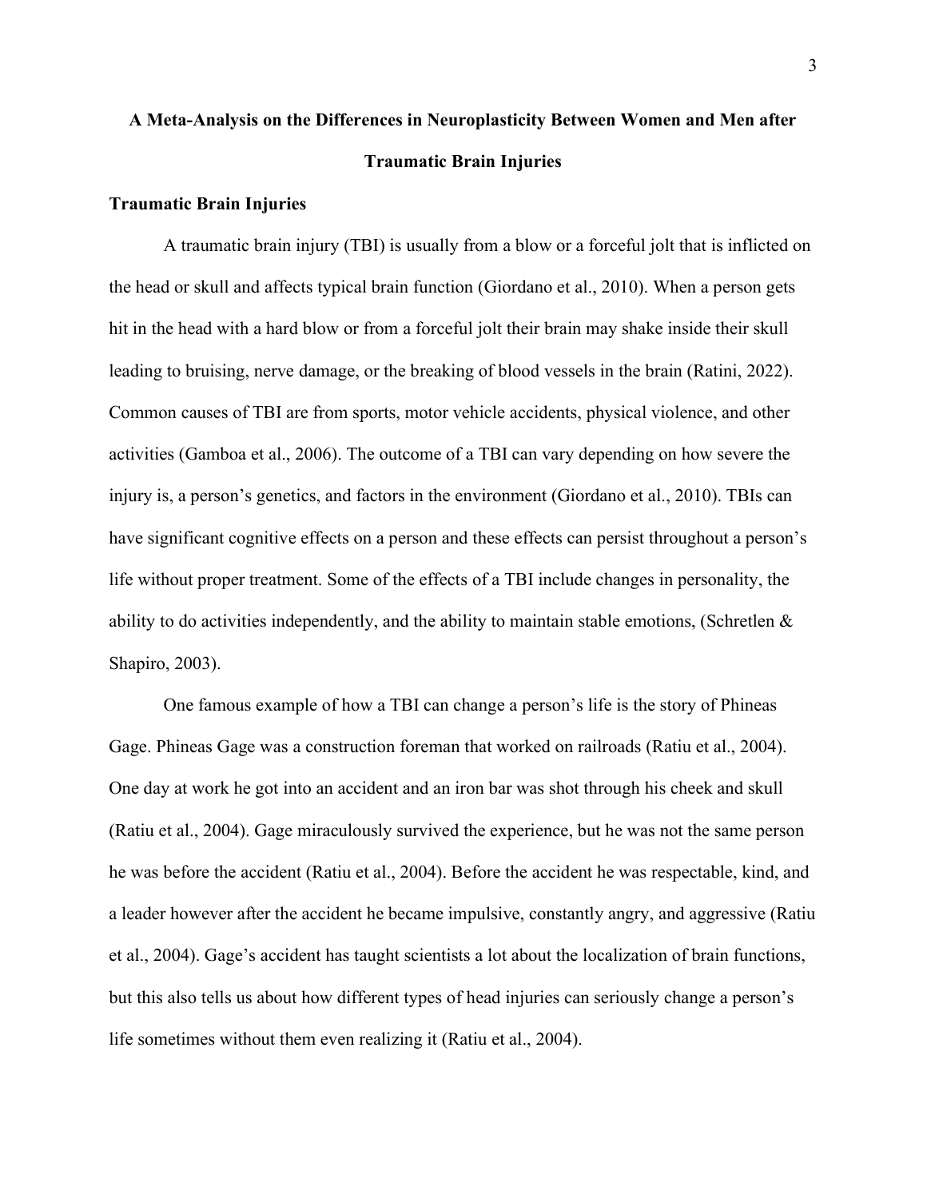# A Meta-Analysis on the Differences in Neuroplasticity Between Women and Men after Traumatic Brain Injuries

## Traumatic Brain Injuries

A traumatic brain injury (TBI) is usually from a blow or a forceful jolt that is inflicted on the head or skull and affects typical brain function (Giordano et al., 2010). When a person gets hit in the head with a hard blow or from a forceful jolt their brain may shake inside their skull leading to bruising, nerve damage, or the breaking of blood vessels in the brain (Ratini, 2022). Common causes of TBI are from sports, motor vehicle accidents, physical violence, and other activities (Gamboa et al., 2006). The outcome of a TBI can vary depending on how severe the injury is, a person's genetics, and factors in the environment (Giordano et al., 2010). TBIs can have significant cognitive effects on a person and these effects can persist throughout a person's life without proper treatment. Some of the effects of a TBI include changes in personality, the ability to do activities independently, and the ability to maintain stable emotions, (Schretlen & Shapiro, 2003).

One famous example of how a TBI can change a person's life is the story of Phineas Gage. Phineas Gage was a construction foreman that worked on railroads (Ratiu et al., 2004). One day at work he got into an accident and an iron bar was shot through his cheek and skull (Ratiu et al., 2004). Gage miraculously survived the experience, but he was not the same person he was before the accident (Ratiu et al., 2004). Before the accident he was respectable, kind, and a leader however after the accident he became impulsive, constantly angry, and aggressive (Ratiu et al., 2004). Gage's accident has taught scientists a lot about the localization of brain functions, but this also tells us about how different types of head injuries can seriously change a person's life sometimes without them even realizing it (Ratiu et al., 2004).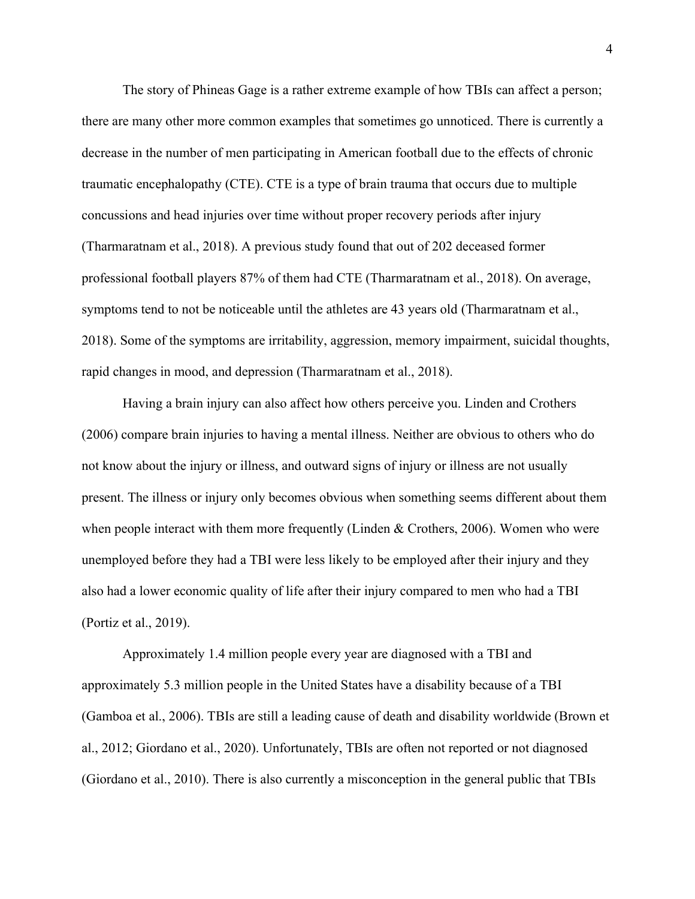The story of Phineas Gage is a rather extreme example of how TBIs can affect a person; there are many other more common examples that sometimes go unnoticed. There is currently a decrease in the number of men participating in American football due to the effects of chronic traumatic encephalopathy (CTE). CTE is a type of brain trauma that occurs due to multiple concussions and head injuries over time without proper recovery periods after injury (Tharmaratnam et al., 2018). A previous study found that out of 202 deceased former professional football players 87% of them had CTE (Tharmaratnam et al., 2018). On average, symptoms tend to not be noticeable until the athletes are 43 years old (Tharmaratnam et al., 2018). Some of the symptoms are irritability, aggression, memory impairment, suicidal thoughts, rapid changes in mood, and depression (Tharmaratnam et al., 2018).

Having a brain injury can also affect how others perceive you. Linden and Crothers (2006) compare brain injuries to having a mental illness. Neither are obvious to others who do not know about the injury or illness, and outward signs of injury or illness are not usually present. The illness or injury only becomes obvious when something seems different about them when people interact with them more frequently (Linden & Crothers, 2006). Women who were unemployed before they had a TBI were less likely to be employed after their injury and they also had a lower economic quality of life after their injury compared to men who had a TBI (Portiz et al., 2019).

Approximately 1.4 million people every year are diagnosed with a TBI and approximately 5.3 million people in the United States have a disability because of a TBI (Gamboa et al., 2006). TBIs are still a leading cause of death and disability worldwide (Brown et al., 2012; Giordano et al., 2020). Unfortunately, TBIs are often not reported or not diagnosed (Giordano et al., 2010). There is also currently a misconception in the general public that TBIs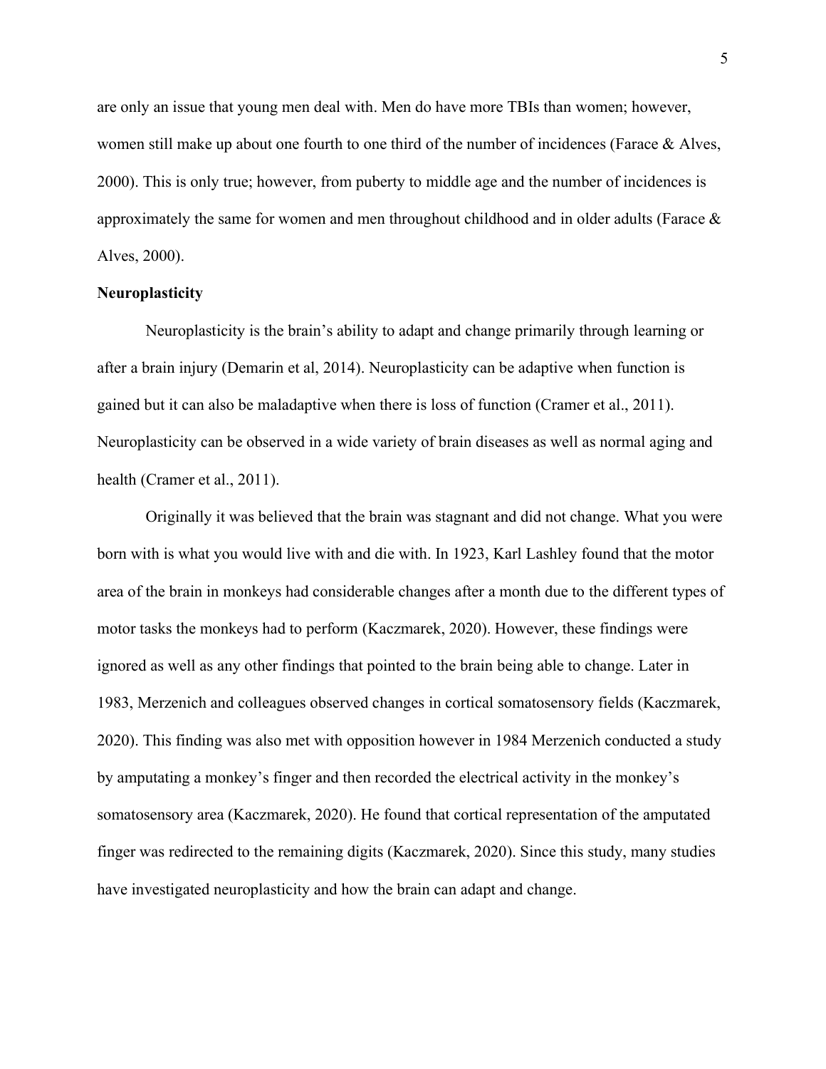are only an issue that young men deal with. Men do have more TBIs than women; however, women still make up about one fourth to one third of the number of incidences (Farace & Alves, 2000). This is only true; however, from puberty to middle age and the number of incidences is approximately the same for women and men throughout childhood and in older adults (Farace & Alves, 2000).

## Neuroplasticity

Neuroplasticity is the brain's ability to adapt and change primarily through learning or after a brain injury (Demarin et al, 2014). Neuroplasticity can be adaptive when function is gained but it can also be maladaptive when there is loss of function (Cramer et al., 2011). Neuroplasticity can be observed in a wide variety of brain diseases as well as normal aging and health (Cramer et al., 2011).

Originally it was believed that the brain was stagnant and did not change. What you were born with is what you would live with and die with. In 1923, Karl Lashley found that the motor area of the brain in monkeys had considerable changes after a month due to the different types of motor tasks the monkeys had to perform (Kaczmarek, 2020). However, these findings were ignored as well as any other findings that pointed to the brain being able to change. Later in 1983, Merzenich and colleagues observed changes in cortical somatosensory fields (Kaczmarek, 2020). This finding was also met with opposition however in 1984 Merzenich conducted a study by amputating a monkey's finger and then recorded the electrical activity in the monkey's somatosensory area (Kaczmarek, 2020). He found that cortical representation of the amputated finger was redirected to the remaining digits (Kaczmarek, 2020). Since this study, many studies have investigated neuroplasticity and how the brain can adapt and change.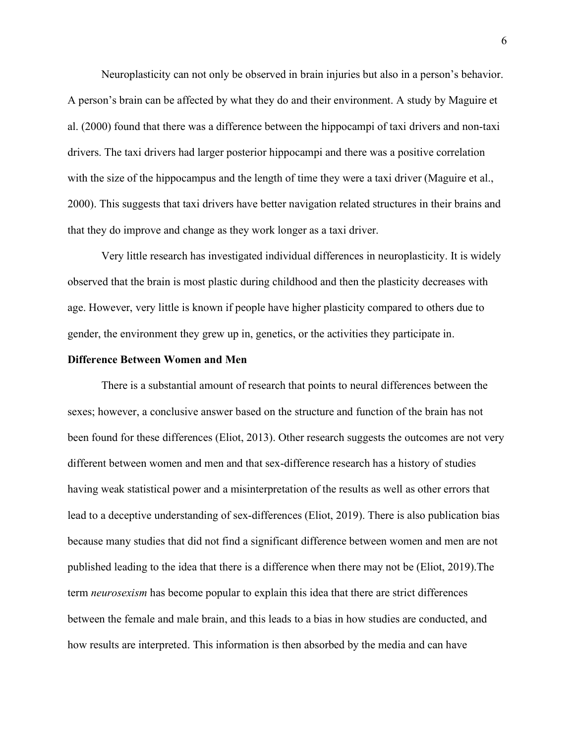Neuroplasticity can not only be observed in brain injuries but also in a person's behavior. A person's brain can be affected by what they do and their environment. A study by Maguire et al. (2000) found that there was a difference between the hippocampi of taxi drivers and non-taxi drivers. The taxi drivers had larger posterior hippocampi and there was a positive correlation with the size of the hippocampus and the length of time they were a taxi driver (Maguire et al., 2000). This suggests that taxi drivers have better navigation related structures in their brains and that they do improve and change as they work longer as a taxi driver.

Very little research has investigated individual differences in neuroplasticity. It is widely observed that the brain is most plastic during childhood and then the plasticity decreases with age. However, very little is known if people have higher plasticity compared to others due to gender, the environment they grew up in, genetics, or the activities they participate in.

**Difference Between Women and Men**

There is a substantial amount of research that points to neural differences between the sexes; however, a conclusive answer based on the structure and function of the brain has not been found for these differences (Eliot, 2013). Other research suggests the outcomes are not very different between women and men and that sex-difference research has a history of studies having weak statistical power and a misinterpretation of the results as well as other errors that lead to a deceptive understanding of sex-differences (Eliot, 2019). There is also publication bias because many studies that did not find a significant difference between women and men are not published leading to the idea that there is a difference when there may not be (Eliot, 2019).The term *neurosexism* has become popular to explain this idea that there are strict differences between the female and male brain, and this leads to a bias in how studies are conducted, and how results are interpreted. This information is then absorbed by the media and can have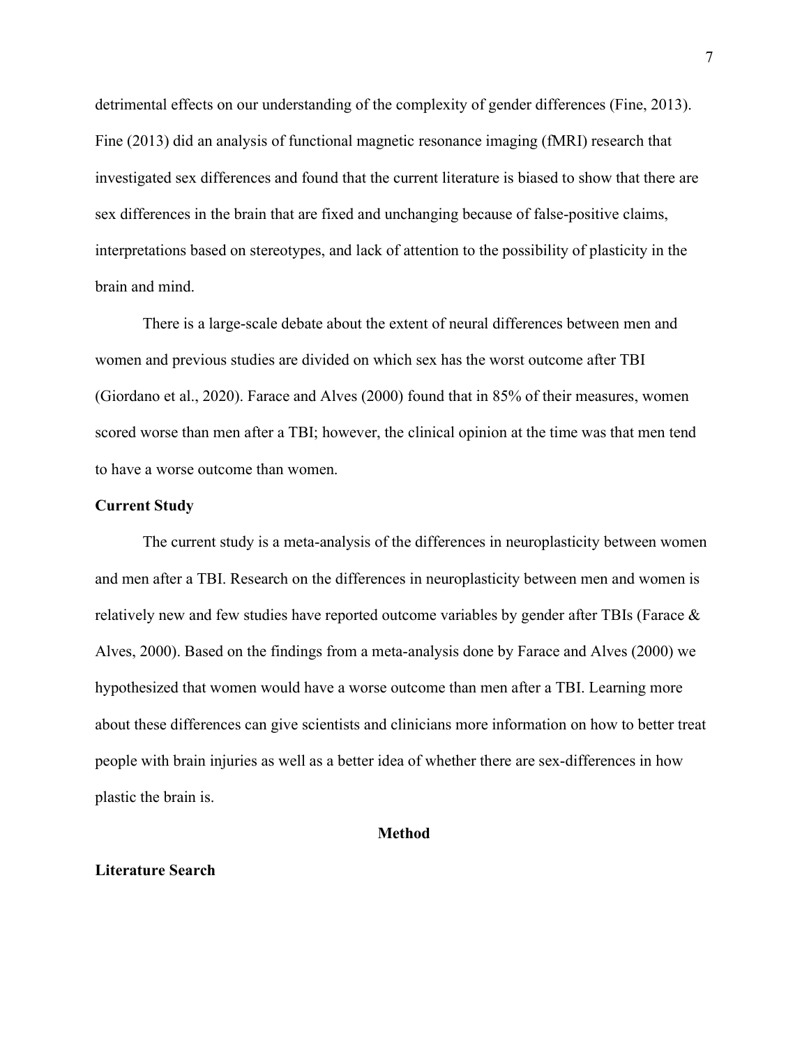detrimental effects on our understanding of the complexity of gender differences (Fine, 2013). Fine (2013) did an analysis of functional magnetic resonance imaging (fMRI) research that investigated sex differences and found that the current literature is biased to show that there are sex differences in the brain that are fixed and unchanging because of false-positive claims, interpretations based on stereotypes, and lack of attention to the possibility of plasticity in the brain and mind.

There is a large-scale debate about the extent of neural differences between men and women and previous studies are divided on which sex has the worst outcome after TBI (Giordano et al., 2020). Farace and Alves (2000) found that in 85% of their measures, women scored worse than men after a TBI; however, the clinical opinion at the time was that men tend to have a worse outcome than women.

## Current Study

The current study is a meta-analysis of the differences in neuroplasticity between women and men after a TBI. Research on the differences in neuroplasticity between men and women is relatively new and few studies have reported outcome variables by gender after TBIs (Farace & Alves, 2000). Based on the findings from a meta-analysis done by Farace and Alves (2000) we hypothesized that women would have a worse outcome than men after a TBI. Learning more about these differences can give scientists and clinicians more information on how to better treat people with brain injuries as well as a better idea of whether there are sex-differences in how plastic the brain is.

# Method

## Literature Search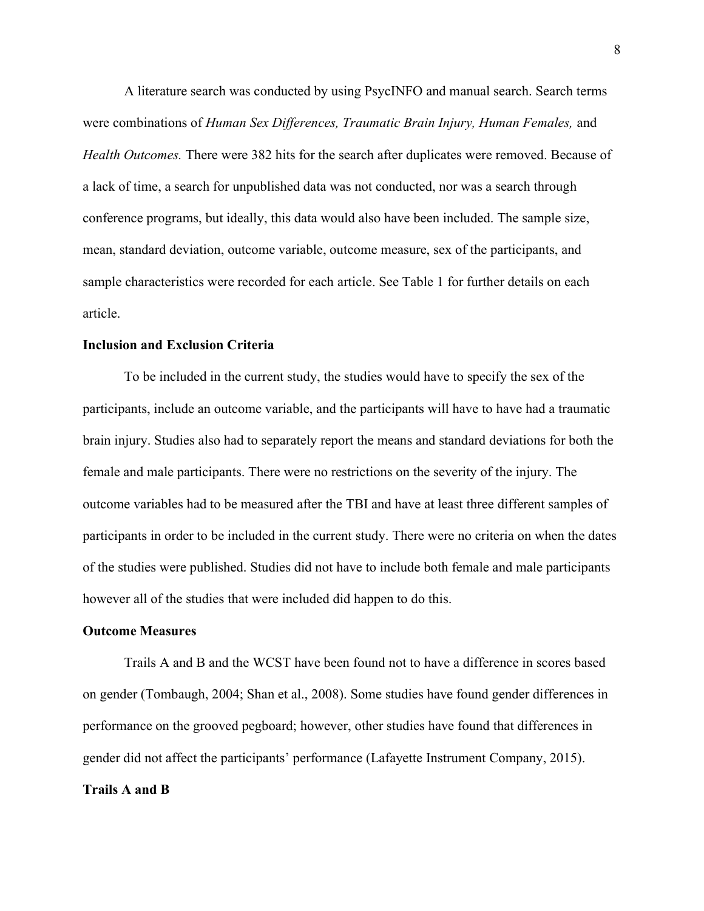A literature search was conducted by using PsycINFO and manual search. Search terms were combinations of *Human Sex Differences, Traumatic Brain Injury, Human Females,* and *Health Outcomes.* There were 382 hits for the search after duplicates were removed. Because of a lack of time, a search for unpublished data was not conducted, nor was a search through conference programs, but ideally, this data would also have been included. The sample size, mean, standard deviation, outcome variable, outcome measure, sex of the participants, and sample characteristics were recorded for each article. See Table 1 for further details on each article.

## Inclusion and Exclusion Criteria

To be included in the current study, the studies would have to specify the sex of the participants, include an outcome variable, and the participants will have to have had a traumatic brain injury. Studies also had to separately report the means and standard deviations for both the female and male participants. There were no restrictions on the severity of the injury. The outcome variables had to be measured after the TBI and have at least three different samples of participants in order to be included in the current study. There were no criteria on when the dates of the studies were published. Studies did not have to include both female and male participants however all of the studies that were included did happen to do this.

## Outcome Measures

Trails A and B and the WCST have been found not to have a difference in scores based on gender (Tombaugh, 2004; Shan et al., 2008). Some studies have found gender differences in performance on the grooved pegboard; however, other studies have found that differences in gender did not affect the participants' performance (Lafayette Instrument Company, 2015).

## Trails A and B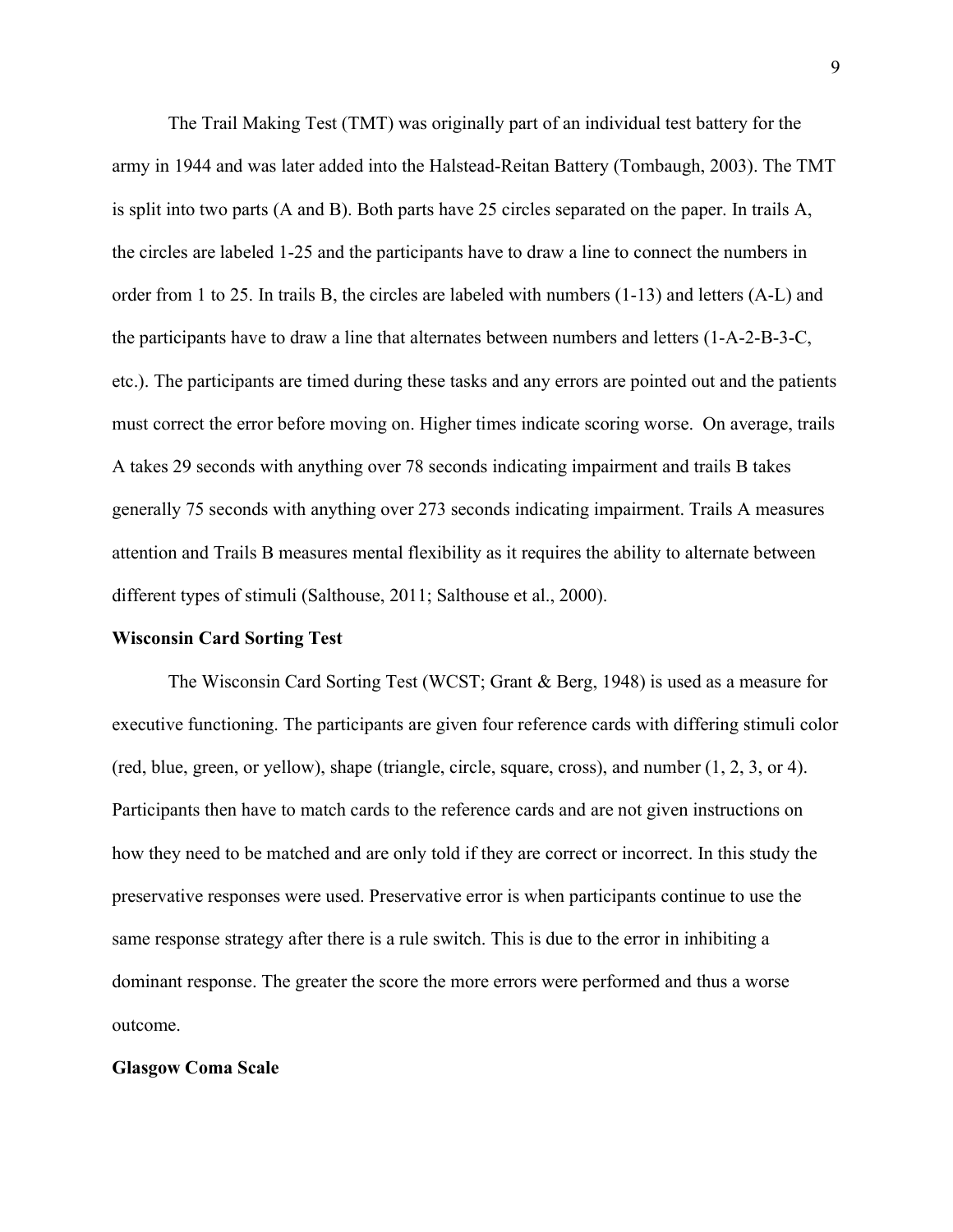The Trail Making Test (TMT) was originally part of an individual test battery for the army in 1944 and was later added into the Halstead-Reitan Battery (Tombaugh, 2003). The TMT is split into two parts (A and B). Both parts have 25 circles separated on the paper. In trails A, the circles are labeled 1-25 and the participants have to draw a line to connect the numbers in order from 1 to 25. In trails B, the circles are labeled with numbers (1-13) and letters (A-L) and the participants have to draw a line that alternates between numbers and letters (1-A-2-B-3-C, etc.). The participants are timed during these tasks and any errors are pointed out and the patients must correct the error before moving on. Higher times indicate scoring worse. On average, trails A takes 29 seconds with anything over 78 seconds indicating impairment and trails B takes generally 75 seconds with anything over 273 seconds indicating impairment. Trails A measures attention and Trails B measures mental flexibility as it requires the ability to alternate between different types of stimuli (Salthouse, 2011; Salthouse et al., 2000).

**Wisconsin Card Sorting Test**

The Wisconsin Card Sorting Test (WCST; Grant & Berg, 1948) is used as a measure for executive functioning. The participants are given four reference cards with differing stimuli color (red, blue, green, or yellow), shape (triangle, circle, square, cross), and number (1, 2, 3, or 4). Participants then have to match cards to the reference cards and are not given instructions on how they need to be matched and are only told if they are correct or incorrect. In this study the preservative responses were used. Preservative error is when participants continue to use the same response strategy after there is a rule switch. This is due to the error in inhibiting a dominant response. The greater the score the more errors were performed and thus a worse outcome.

**Glasgow Coma Scale**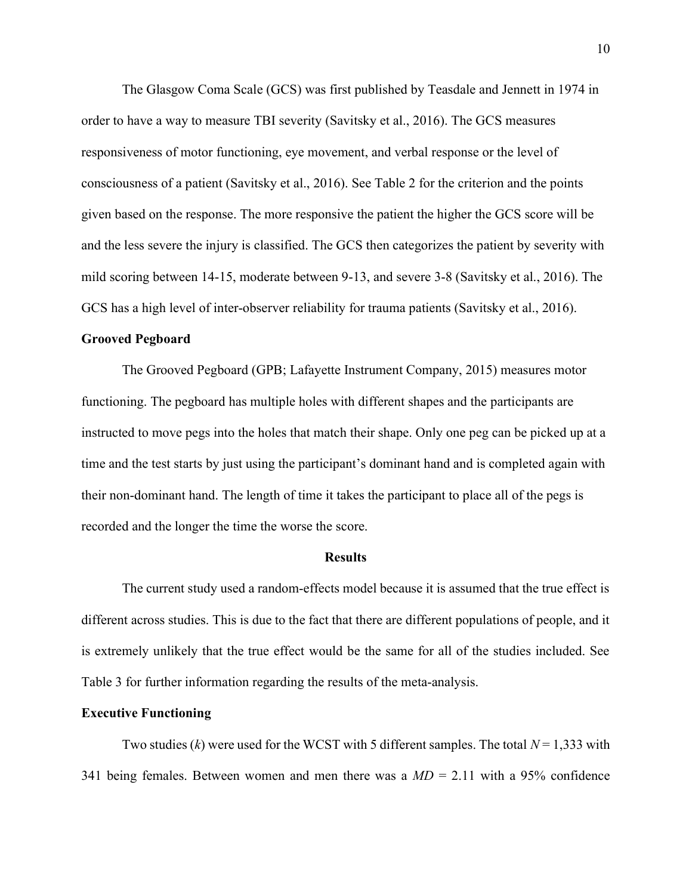The Glasgow Coma Scale (GCS) was first published by Teasdale and Jennett in 1974 in order to have a way to measure TBI severity (Savitsky et al., 2016). The GCS measures responsiveness of motor functioning, eye movement, and verbal response or the level of consciousness of a patient (Savitsky et al., 2016). See Table 2 for the criterion and the points given based on the response. The more responsive the patient the higher the GCS score will be and the less severe the injury is classified. The GCS then categorizes the patient by severity with mild scoring between 14-15, moderate between 9-13, and severe 3-8 (Savitsky et al., 2016). The GCS has a high level of inter-observer reliability for trauma patients (Savitsky et al., 2016).

**Grooved Pegboard**

The Grooved Pegboard (GPB; Lafayette Instrument Company, 2015) measures motor functioning. The pegboard has multiple holes with different shapes and the participants are instructed to move pegs into the holes that match their shape. Only one peg can be picked up at a time and the test starts by just using the participant's dominant hand and is completed again with their non-dominant hand. The length of time it takes the participant to place all of the pegs is recorded and the longer the time the worse the score.

## Results

The current study used a random-effects model because it is assumed that the true effect is different across studies. This is due to the fact that there are different populations of people, and it is extremely unlikely that the true effect would be the same for all of the studies included. See Table 3 for further information regarding the results of the meta-analysis.

**Executive Functioning**

Two studies ($k$) were used for the WCST with 5 different samples. The total $N = 1{,}333$ with 341 being females. Between women and men there was a $MD = 2.11$ with a 95% confidence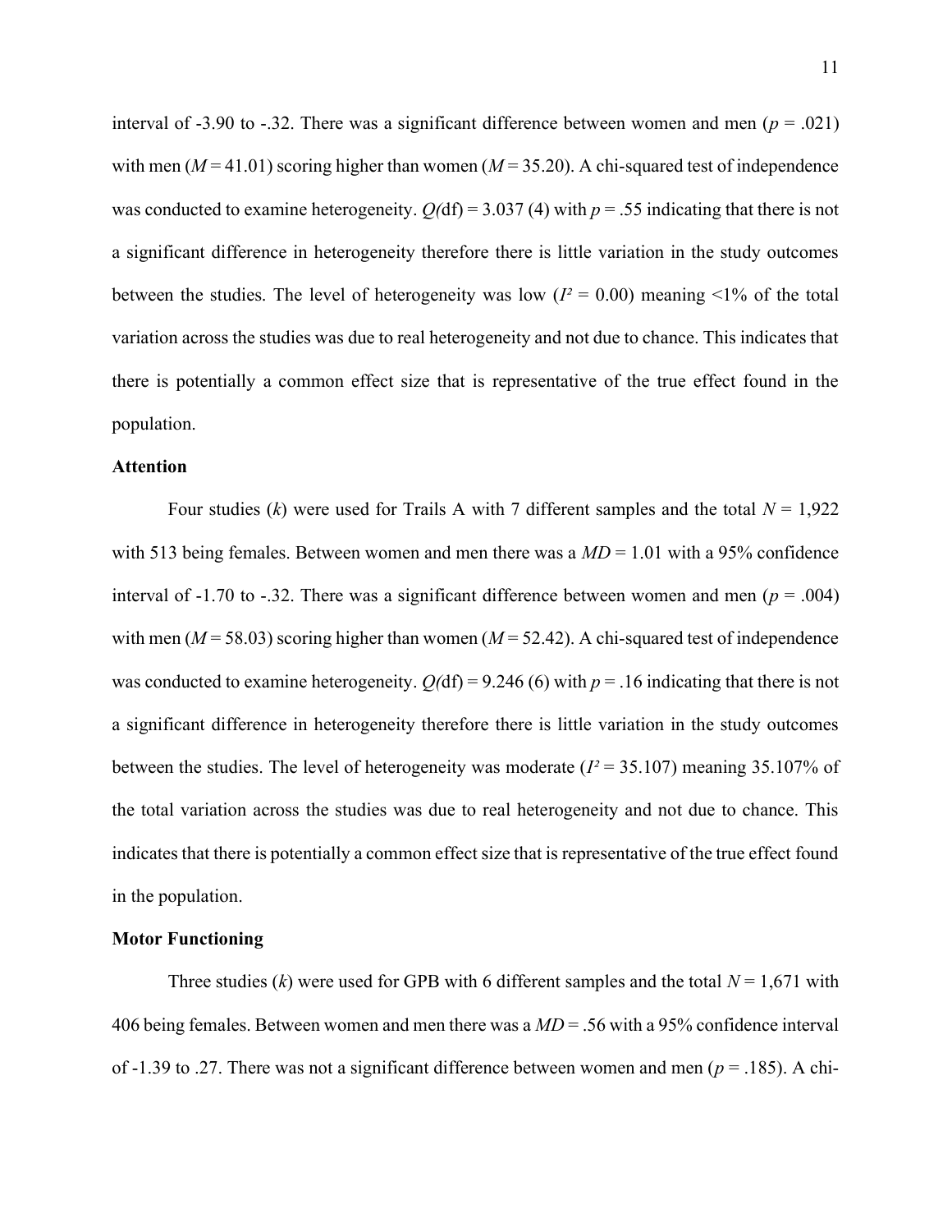interval of -3.90 to -.32. There was a significant difference between women and men ($p = .021$) with men ($M = 41.01$) scoring higher than women ($M = 35.20$). A chi-squared test of independence was conducted to examine heterogeneity. $Q(\text{df}) = 3.037$ (4) with $p = .55$ indicating that there is not a significant difference in heterogeneity therefore there is little variation in the study outcomes between the studies. The level of heterogeneity was low ($I^2 = 0.00$) meaning <1% of the total variation across the studies was due to real heterogeneity and not due to chance. This indicates that there is potentially a common effect size that is representative of the true effect found in the population.

**Attention**

Four studies (*k*) were used for Trails A with 7 different samples and the total $N = 1,922$ with 513 being females. Between women and men there was a $MD = 1.01$ with a 95% confidence interval of -1.70 to -.32. There was a significant difference between women and men ($p = .004$) with men ($M = 58.03$) scoring higher than women ($M = 52.42$). A chi-squared test of independence was conducted to examine heterogeneity. $Q(\text{df}) = 9.246$ (6) with $p = .16$ indicating that there is not a significant difference in heterogeneity therefore there is little variation in the study outcomes between the studies. The level of heterogeneity was moderate ($I^2 = 35.107$) meaning 35.107% of the total variation across the studies was due to real heterogeneity and not due to chance. This indicates that there is potentially a common effect size that is representative of the true effect found in the population.

**Motor Functioning**

Three studies (*k*) were used for GPB with 6 different samples and the total $N = 1,671$ with 406 being females. Between women and men there was a $MD = .56$ with a 95% confidence interval of -1.39 to .27. There was not a significant difference between women and men ($p = .185$). A chi-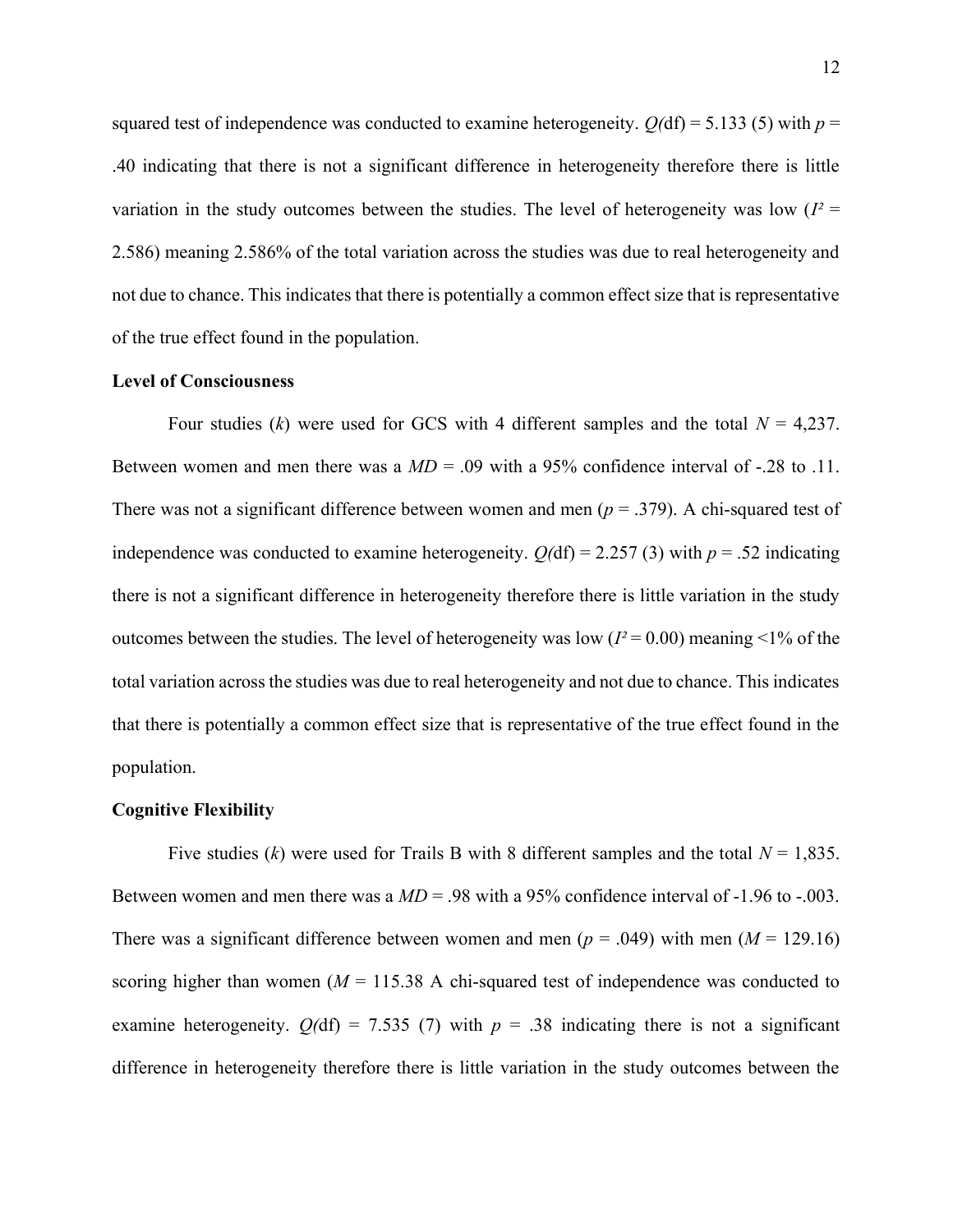squared test of independence was conducted to examine heterogeneity. $Q$(df) = 5.133 (5) with $p$ = .40 indicating that there is not a significant difference in heterogeneity therefore there is little variation in the study outcomes between the studies. The level of heterogeneity was low ($I^2$ = 2.586) meaning 2.586% of the total variation across the studies was due to real heterogeneity and not due to chance. This indicates that there is potentially a common effect size that is representative of the true effect found in the population.

**Level of Consciousness**

Four studies ($k$) were used for GCS with 4 different samples and the total $N$ = 4,237. Between women and men there was a $MD$ = .09 with a 95% confidence interval of -.28 to .11. There was not a significant difference between women and men ($p$ = .379). A chi-squared test of independence was conducted to examine heterogeneity. $Q$(df) = 2.257 (3) with $p$ = .52 indicating there is not a significant difference in heterogeneity therefore there is little variation in the study outcomes between the studies. The level of heterogeneity was low ($I^2$ = 0.00) meaning <1% of the total variation across the studies was due to real heterogeneity and not due to chance. This indicates that there is potentially a common effect size that is representative of the true effect found in the population.

**Cognitive Flexibility**

Five studies ($k$) were used for Trails B with 8 different samples and the total $N$ = 1,835. Between women and men there was a $MD$ = .98 with a 95% confidence interval of -1.96 to -.003. There was a significant difference between women and men ($p$ = .049) with men ($M$ = 129.16) scoring higher than women ($M$ = 115.38 A chi-squared test of independence was conducted to examine heterogeneity. $Q$(df) = 7.535 (7) with $p$ = .38 indicating there is not a significant difference in heterogeneity therefore there is little variation in the study outcomes between the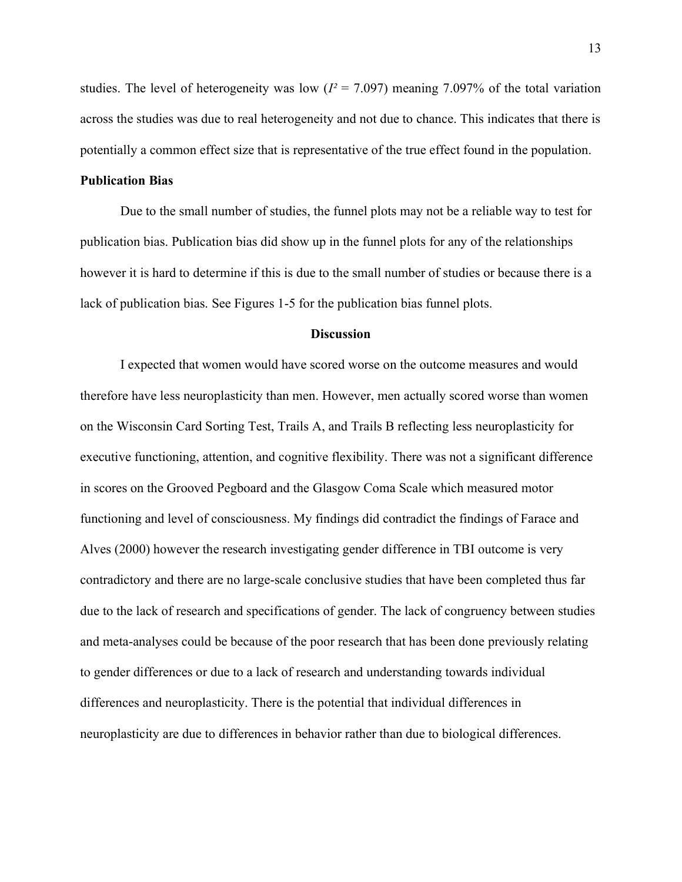studies. The level of heterogeneity was low ($I^2 = 7.097$) meaning 7.097% of the total variation across the studies was due to real heterogeneity and not due to chance. This indicates that there is potentially a common effect size that is representative of the true effect found in the population.

**Publication Bias**

Due to the small number of studies, the funnel plots may not be a reliable way to test for publication bias. Publication bias did show up in the funnel plots for any of the relationships however it is hard to determine if this is due to the small number of studies or because there is a lack of publication bias. See Figures 1-5 for the publication bias funnel plots.

## Discussion

I expected that women would have scored worse on the outcome measures and would therefore have less neuroplasticity than men. However, men actually scored worse than women on the Wisconsin Card Sorting Test, Trails A, and Trails B reflecting less neuroplasticity for executive functioning, attention, and cognitive flexibility. There was not a significant difference in scores on the Grooved Pegboard and the Glasgow Coma Scale which measured motor functioning and level of consciousness. My findings did contradict the findings of Farace and Alves (2000) however the research investigating gender difference in TBI outcome is very contradictory and there are no large-scale conclusive studies that have been completed thus far due to the lack of research and specifications of gender. The lack of congruency between studies and meta-analyses could be because of the poor research that has been done previously relating to gender differences or due to a lack of research and understanding towards individual differences and neuroplasticity. There is the potential that individual differences in neuroplasticity are due to differences in behavior rather than due to biological differences.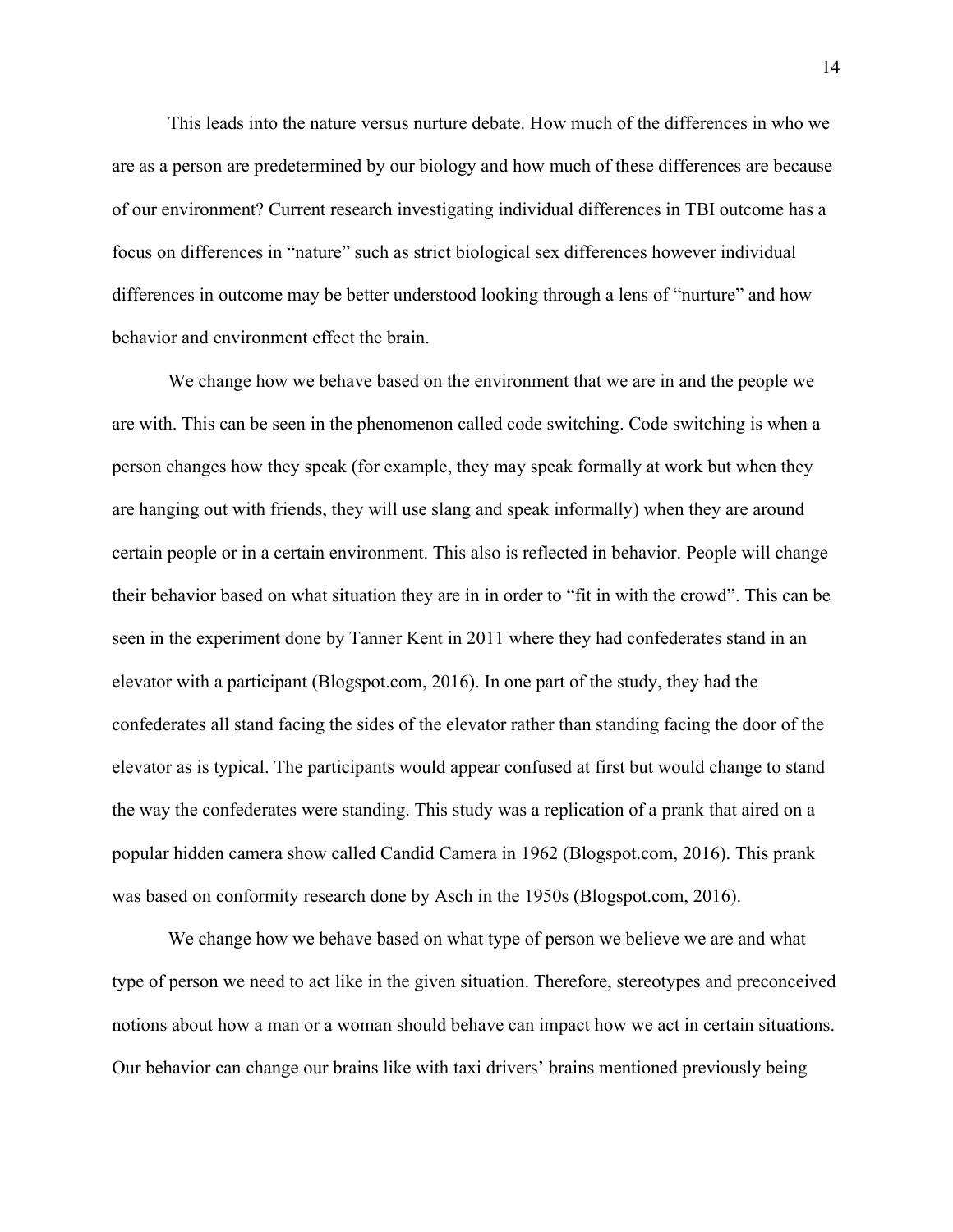This leads into the nature versus nurture debate. How much of the differences in who we are as a person are predetermined by our biology and how much of these differences are because of our environment? Current research investigating individual differences in TBI outcome has a focus on differences in "nature" such as strict biological sex differences however individual differences in outcome may be better understood looking through a lens of "nurture" and how behavior and environment effect the brain.

We change how we behave based on the environment that we are in and the people we are with. This can be seen in the phenomenon called code switching. Code switching is when a person changes how they speak (for example, they may speak formally at work but when they are hanging out with friends, they will use slang and speak informally) when they are around certain people or in a certain environment. This also is reflected in behavior. People will change their behavior based on what situation they are in in order to "fit in with the crowd". This can be seen in the experiment done by Tanner Kent in 2011 where they had confederates stand in an elevator with a participant (Blogspot.com, 2016). In one part of the study, they had the confederates all stand facing the sides of the elevator rather than standing facing the door of the elevator as is typical. The participants would appear confused at first but would change to stand the way the confederates were standing. This study was a replication of a prank that aired on a popular hidden camera show called Candid Camera in 1962 (Blogspot.com, 2016). This prank was based on conformity research done by Asch in the 1950s (Blogspot.com, 2016).

We change how we behave based on what type of person we believe we are and what type of person we need to act like in the given situation. Therefore, stereotypes and preconceived notions about how a man or a woman should behave can impact how we act in certain situations. Our behavior can change our brains like with taxi drivers' brains mentioned previously being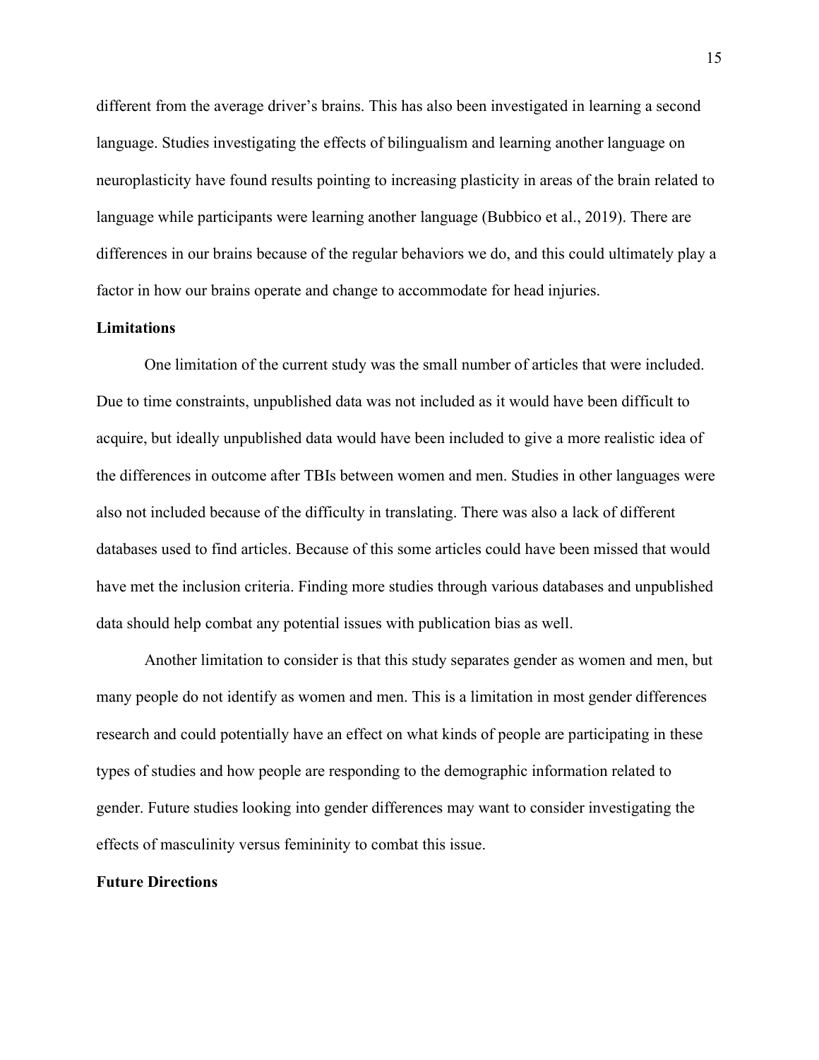different from the average driver's brains. This has also been investigated in learning a second language. Studies investigating the effects of bilingualism and learning another language on neuroplasticity have found results pointing to increasing plasticity in areas of the brain related to language while participants were learning another language (Bubbico et al., 2019). There are differences in our brains because of the regular behaviors we do, and this could ultimately play a factor in how our brains operate and change to accommodate for head injuries.

**Limitations**

One limitation of the current study was the small number of articles that were included. Due to time constraints, unpublished data was not included as it would have been difficult to acquire, but ideally unpublished data would have been included to give a more realistic idea of the differences in outcome after TBIs between women and men. Studies in other languages were also not included because of the difficulty in translating. There was also a lack of different databases used to find articles. Because of this some articles could have been missed that would have met the inclusion criteria. Finding more studies through various databases and unpublished data should help combat any potential issues with publication bias as well.

Another limitation to consider is that this study separates gender as women and men, but many people do not identify as women and men. This is a limitation in most gender differences research and could potentially have an effect on what kinds of people are participating in these types of studies and how people are responding to the demographic information related to gender. Future studies looking into gender differences may want to consider investigating the effects of masculinity versus femininity to combat this issue.

**Future Directions**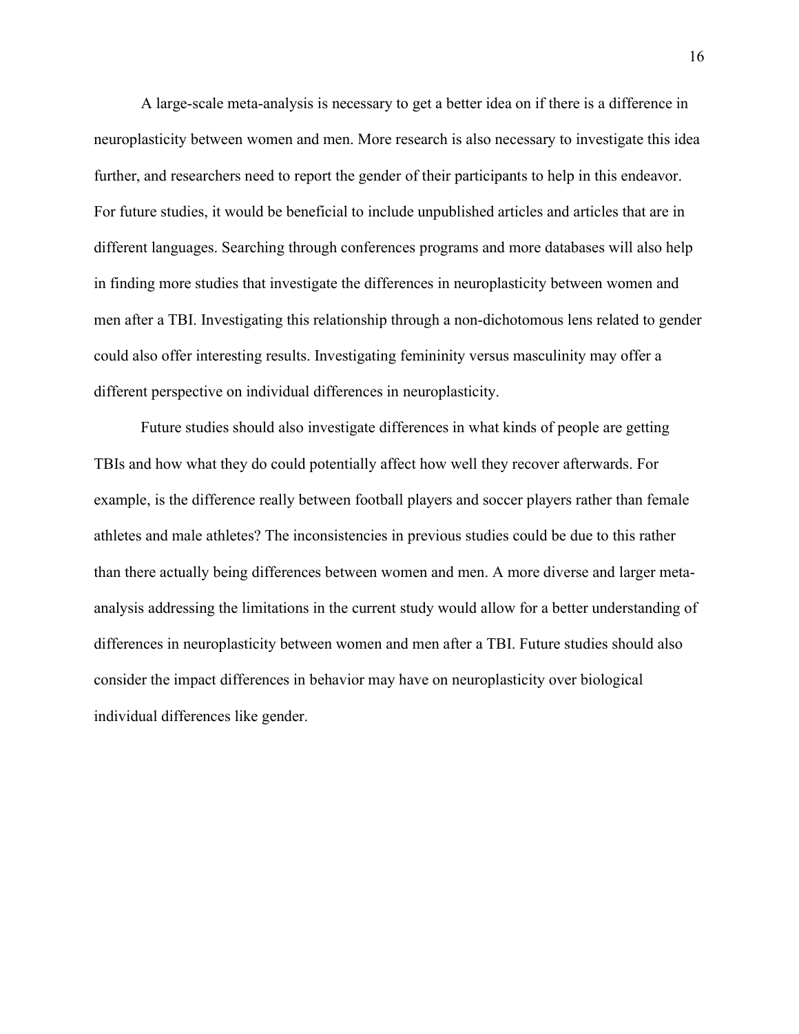A large-scale meta-analysis is necessary to get a better idea on if there is a difference in neuroplasticity between women and men. More research is also necessary to investigate this idea further, and researchers need to report the gender of their participants to help in this endeavor. For future studies, it would be beneficial to include unpublished articles and articles that are in different languages. Searching through conferences programs and more databases will also help in finding more studies that investigate the differences in neuroplasticity between women and men after a TBI. Investigating this relationship through a non-dichotomous lens related to gender could also offer interesting results. Investigating femininity versus masculinity may offer a different perspective on individual differences in neuroplasticity.

Future studies should also investigate differences in what kinds of people are getting TBIs and how what they do could potentially affect how well they recover afterwards. For example, is the difference really between football players and soccer players rather than female athletes and male athletes? The inconsistencies in previous studies could be due to this rather than there actually being differences between women and men. A more diverse and larger meta-analysis addressing the limitations in the current study would allow for a better understanding of differences in neuroplasticity between women and men after a TBI. Future studies should also consider the impact differences in behavior may have on neuroplasticity over biological individual differences like gender.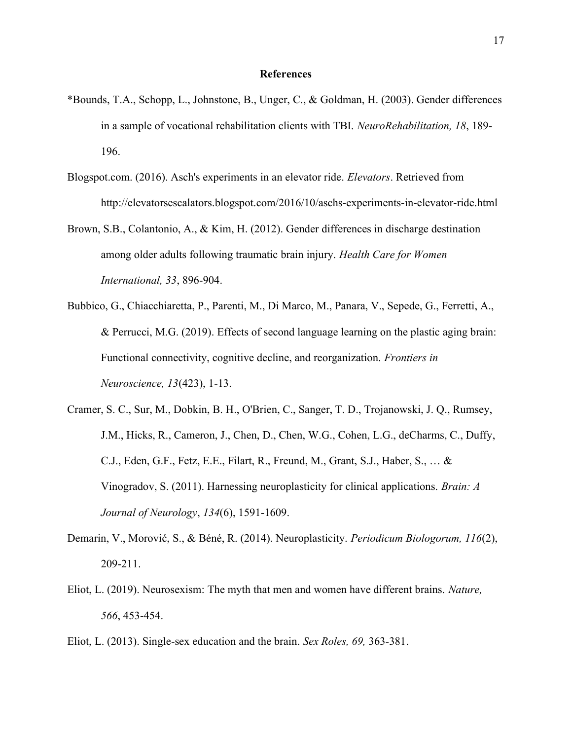# References

*Bounds, T.A., Schopp, L., Johnstone, B., Unger, C., & Goldman, H. (2003). Gender differences in a sample of vocational rehabilitation clients with TBI. *NeuroRehabilitation, 18*, 189-196.

Blogspot.com. (2016). Asch's experiments in an elevator ride. *Elevators*. Retrieved from http://elevatorsescalators.blogspot.com/2016/10/aschs-experiments-in-elevator-ride.html

Brown, S.B., Colantonio, A., & Kim, H. (2012). Gender differences in discharge destination among older adults following traumatic brain injury. *Health Care for Women International, 33*, 896-904.

Bubbico, G., Chiacchiaretta, P., Parenti, M., Di Marco, M., Panara, V., Sepede, G., Ferretti, A., & Perrucci, M.G. (2019). Effects of second language learning on the plastic aging brain: Functional connectivity, cognitive decline, and reorganization. *Frontiers in Neuroscience, 13*(423), 1-13.

Cramer, S. C., Sur, M., Dobkin, B. H., O'Brien, C., Sanger, T. D., Trojanowski, J. Q., Rumsey, J.M., Hicks, R., Cameron, J., Chen, D., Chen, W.G., Cohen, L.G., deCharms, C., Duffy, C.J., Eden, G.F., Fetz, E.E., Filart, R., Freund, M., Grant, S.J., Haber, S., … & Vinogradov, S. (2011). Harnessing neuroplasticity for clinical applications. *Brain: A Journal of Neurology*, *134*(6), 1591-1609.

Demarin, V., Morović, S., & Béné, R. (2014). Neuroplasticity. *Periodicum Biologorum, 116*(2), 209-211.

Eliot, L. (2019). Neurosexism: The myth that men and women have different brains. *Nature, 566*, 453-454.

Eliot, L. (2013). Single-sex education and the brain. *Sex Roles, 69,* 363-381.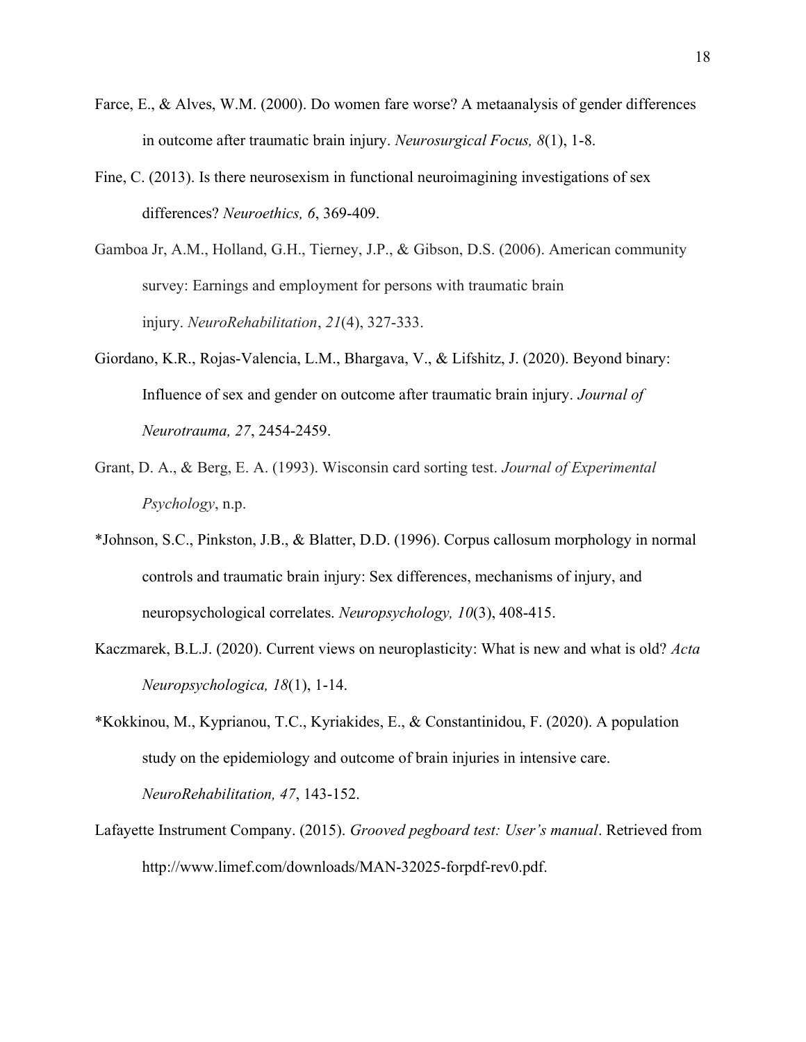Farce, E., & Alves, W.M. (2000). Do women fare worse? A metaanalysis of gender differences in outcome after traumatic brain injury. *Neurosurgical Focus, 8*(1), 1-8.

Fine, C. (2013). Is there neurosexism in functional neuroimagining investigations of sex differences? *Neuroethics, 6*, 369-409.

Gamboa Jr, A.M., Holland, G.H., Tierney, J.P., & Gibson, D.S. (2006). American community survey: Earnings and employment for persons with traumatic brain injury. *NeuroRehabilitation*, *21*(4), 327-333.

Giordano, K.R., Rojas-Valencia, L.M., Bhargava, V., & Lifshitz, J. (2020). Beyond binary: Influence of sex and gender on outcome after traumatic brain injury. *Journal of Neurotrauma, 27*, 2454-2459.

Grant, D. A., & Berg, E. A. (1993). Wisconsin card sorting test. *Journal of Experimental Psychology*, n.p.

*Johnson, S.C., Pinkston, J.B., & Blatter, D.D. (1996). Corpus callosum morphology in normal controls and traumatic brain injury: Sex differences, mechanisms of injury, and neuropsychological correlates. *Neuropsychology, 10*(3), 408-415.

Kaczmarek, B.L.J. (2020). Current views on neuroplasticity: What is new and what is old? *Acta Neuropsychologica, 18*(1), 1-14.

*Kokkinou, M., Kyprianou, T.C., Kyriakides, E., & Constantinidou, F. (2020). A population study on the epidemiology and outcome of brain injuries in intensive care. *NeuroRehabilitation, 47*, 143-152.

Lafayette Instrument Company. (2015). *Grooved pegboard test: User's manual*. Retrieved from http://www.limef.com/downloads/MAN-32025-forpdf-rev0.pdf.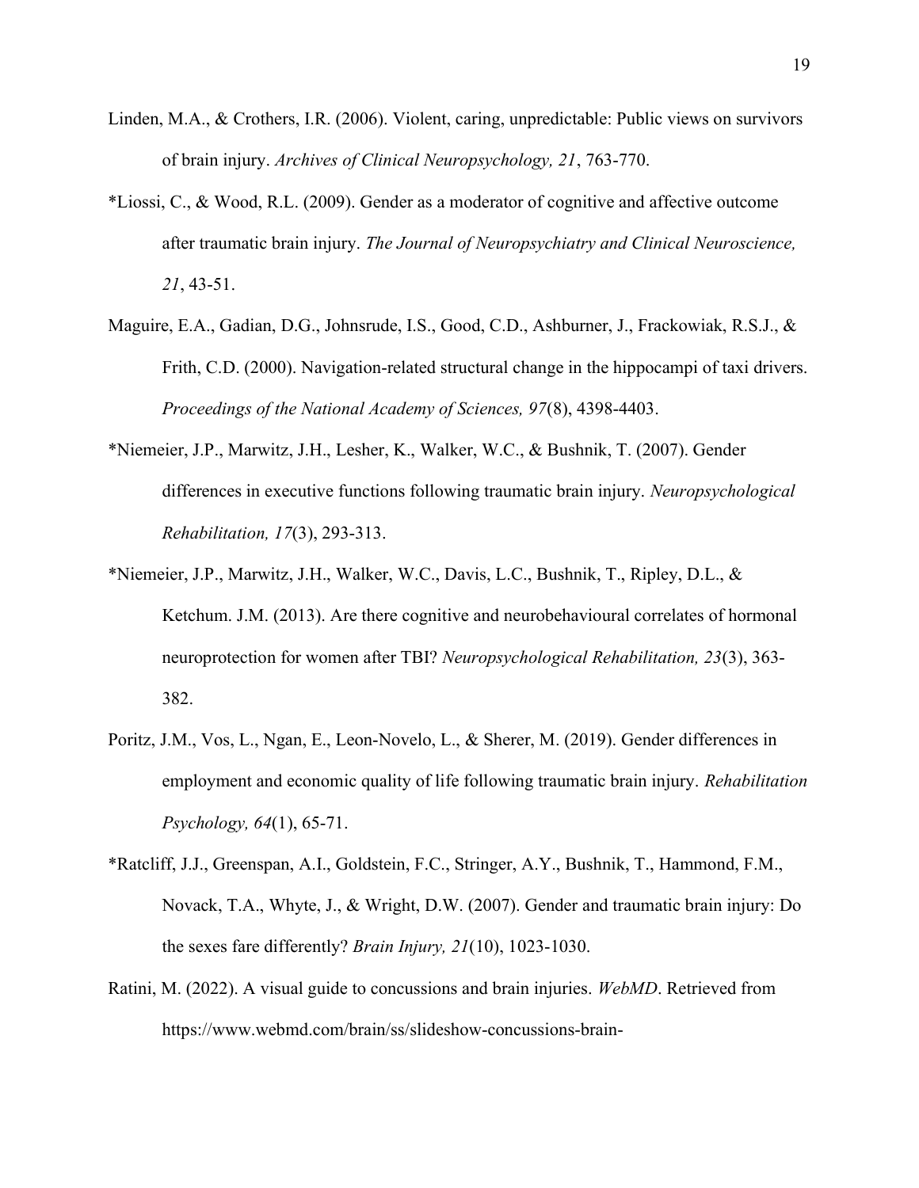Linden, M.A., & Crothers, I.R. (2006). Violent, caring, unpredictable: Public views on survivors of brain injury. *Archives of Clinical Neuropsychology, 21*, 763-770.

*Liossi, C., & Wood, R.L. (2009). Gender as a moderator of cognitive and affective outcome after traumatic brain injury. *The Journal of Neuropsychiatry and Clinical Neuroscience, 21*, 43-51.

Maguire, E.A., Gadian, D.G., Johnsrude, I.S., Good, C.D., Ashburner, J., Frackowiak, R.S.J., & Frith, C.D. (2000). Navigation-related structural change in the hippocampi of taxi drivers. *Proceedings of the National Academy of Sciences, 97*(8), 4398-4403.

*Niemeier, J.P., Marwitz, J.H., Lesher, K., Walker, W.C., & Bushnik, T. (2007). Gender differences in executive functions following traumatic brain injury. *Neuropsychological Rehabilitation, 17*(3), 293-313.

*Niemeier, J.P., Marwitz, J.H., Walker, W.C., Davis, L.C., Bushnik, T., Ripley, D.L., & Ketchum. J.M. (2013). Are there cognitive and neurobehavioural correlates of hormonal neuroprotection for women after TBI? *Neuropsychological Rehabilitation, 23*(3), 363-382.

Poritz, J.M., Vos, L., Ngan, E., Leon-Novelo, L., & Sherer, M. (2019). Gender differences in employment and economic quality of life following traumatic brain injury. *Rehabilitation Psychology, 64*(1), 65-71.

*Ratcliff, J.J., Greenspan, A.I., Goldstein, F.C., Stringer, A.Y., Bushnik, T., Hammond, F.M., Novack, T.A., Whyte, J., & Wright, D.W. (2007). Gender and traumatic brain injury: Do the sexes fare differently? *Brain Injury, 21*(10), 1023-1030.

Ratini, M. (2022). A visual guide to concussions and brain injuries. *WebMD*. Retrieved from https://www.webmd.com/brain/ss/slideshow-concussions-brain-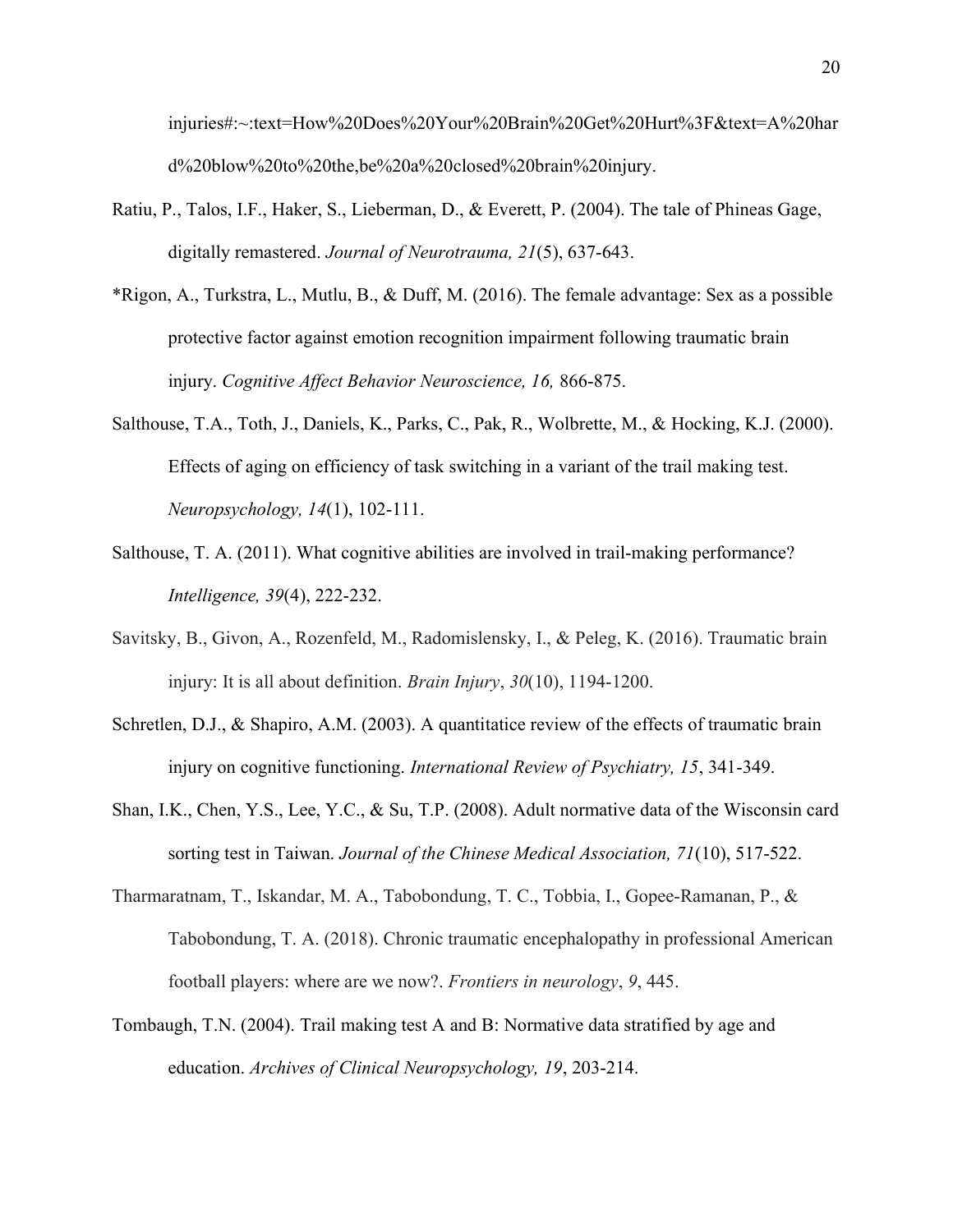injuries#:~:text=How%20Does%20Your%20Brain%20Get%20Hurt%3F&text=A%20hard%20blow%20to%20the,be%20a%20closed%20brain%20injury.

Ratiu, P., Talos, I.F., Haker, S., Lieberman, D., & Everett, P. (2004). The tale of Phineas Gage, digitally remastered. *Journal of Neurotrauma, 21*(5), 637-643.

*Rigon, A., Turkstra, L., Mutlu, B., & Duff, M. (2016). The female advantage: Sex as a possible protective factor against emotion recognition impairment following traumatic brain injury. *Cognitive Affect Behavior Neuroscience, 16,* 866-875.

Salthouse, T.A., Toth, J., Daniels, K., Parks, C., Pak, R., Wolbrette, M., & Hocking, K.J. (2000). Effects of aging on efficiency of task switching in a variant of the trail making test. *Neuropsychology, 14*(1), 102-111.

Salthouse, T. A. (2011). What cognitive abilities are involved in trail-making performance? *Intelligence, 39*(4), 222-232.

Savitsky, B., Givon, A., Rozenfeld, M., Radomislensky, I., & Peleg, K. (2016). Traumatic brain injury: It is all about definition. *Brain Injury*, *30*(10), 1194-1200.

Schretlen, D.J., & Shapiro, A.M. (2003). A quantitatice review of the effects of traumatic brain injury on cognitive functioning. *International Review of Psychiatry, 15*, 341-349.

Shan, I.K., Chen, Y.S., Lee, Y.C., & Su, T.P. (2008). Adult normative data of the Wisconsin card sorting test in Taiwan. *Journal of the Chinese Medical Association, 71*(10), 517-522.

Tharmaratnam, T., Iskandar, M. A., Tabobondung, T. C., Tobbia, I., Gopee-Ramanan, P., & Tabobondung, T. A. (2018). Chronic traumatic encephalopathy in professional American football players: where are we now?. *Frontiers in neurology*, *9*, 445.

Tombaugh, T.N. (2004). Trail making test A and B: Normative data stratified by age and education. *Archives of Clinical Neuropsychology, 19*, 203-214.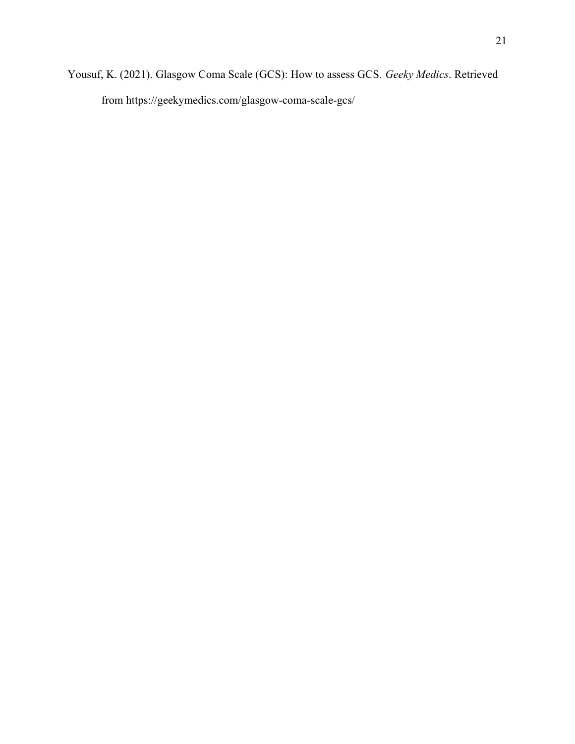Yousuf, K. (2021). Glasgow Coma Scale (GCS): How to assess GCS. *Geeky Medics*. Retrieved from https://geekymedics.com/glasgow-coma-scale-gcs/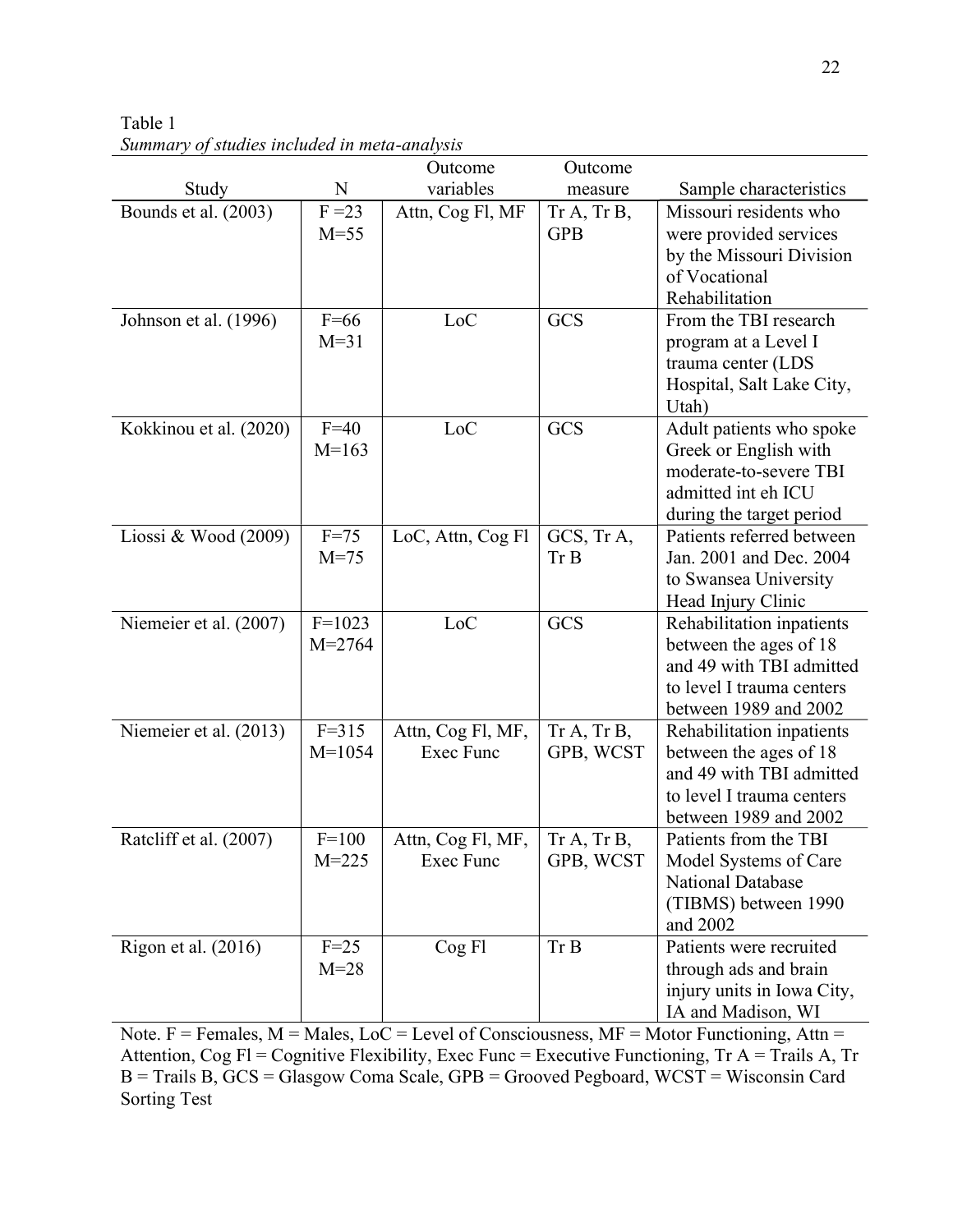Table 1

*Summary of studies included in meta-analysis*

| Study | N | Outcome variables | Outcome measure | Sample characteristics |
|---|---|---|---|---|
| Bounds et al. (2003) | F =23<br>M=55 | Attn, Cog Fl, MF | Tr A, Tr B, GPB | Missouri residents who were provided services by the Missouri Division of Vocational Rehabilitation |
| Johnson et al. (1996) | F=66<br>M=31 | LoC | GCS | From the TBI research program at a Level I trauma center (LDS Hospital, Salt Lake City, Utah) |
| Kokkinou et al. (2020) | F=40<br>M=163 | LoC | GCS | Adult patients who spoke Greek or English with moderate-to-severe TBI admitted int eh ICU during the target period |
| Liossi & Wood (2009) | F=75<br>M=75 | LoC, Attn, Cog Fl | GCS, Tr A, Tr B | Patients referred between Jan. 2001 and Dec. 2004 to Swansea University Head Injury Clinic |
| Niemeier et al. (2007) | F=1023<br>M=2764 | LoC | GCS | Rehabilitation inpatients between the ages of 18 and 49 with TBI admitted to level I trauma centers between 1989 and 2002 |
| Niemeier et al. (2013) | F=315<br>M=1054 | Attn, Cog Fl, MF, Exec Func | Tr A, Tr B, GPB, WCST | Rehabilitation inpatients between the ages of 18 and 49 with TBI admitted to level I trauma centers between 1989 and 2002 |
| Ratcliff et al. (2007) | F=100<br>M=225 | Attn, Cog Fl, MF, Exec Func | Tr A, Tr B, GPB, WCST | Patients from the TBI Model Systems of Care National Database (TIBMS) between 1990 and 2002 |
| Rigon et al. (2016) | F=25<br>M=28 | Cog Fl | Tr B | Patients were recruited through ads and brain injury units in Iowa City, IA and Madison, WI |

Note. F = Females, M = Males, LoC = Level of Consciousness, MF = Motor Functioning, Attn = Attention, Cog Fl = Cognitive Flexibility, Exec Func = Executive Functioning, Tr A = Trails A, Tr B = Trails B, GCS = Glasgow Coma Scale, GPB = Grooved Pegboard, WCST = Wisconsin Card Sorting Test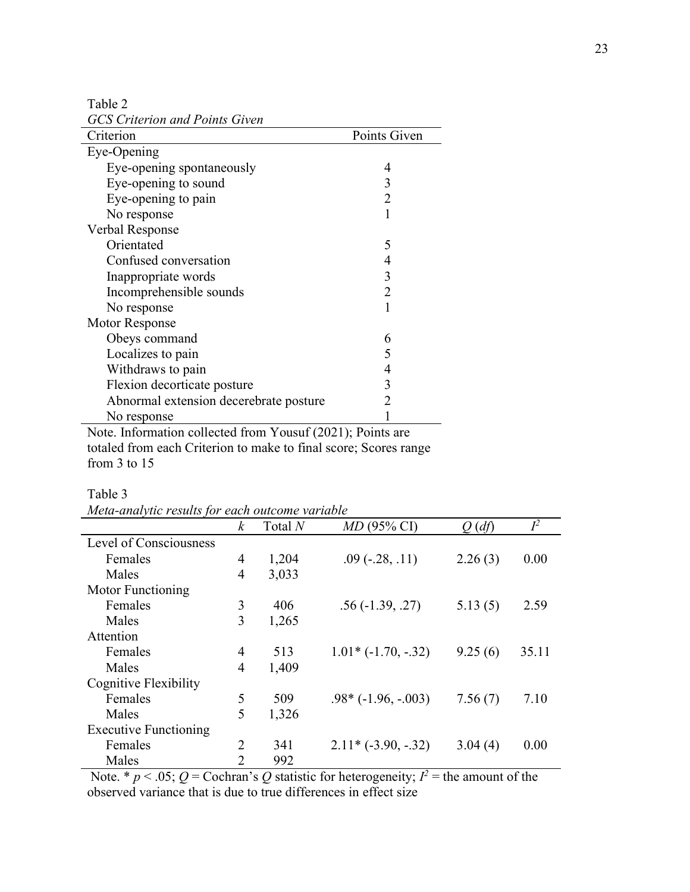Table 2

*GCS Criterion and Points Given*

| Criterion | Points Given |
|---|---|
| Eye-Opening | |
| Eye-opening spontaneously | 4 |
| Eye-opening to sound | 3 |
| Eye-opening to pain | 2 |
| No response | 1 |
| Verbal Response | |
| Orientated | 5 |
| Confused conversation | 4 |
| Inappropriate words | 3 |
| Incomprehensible sounds | 2 |
| No response | 1 |
| Motor Response | |
| Obeys command | 6 |
| Localizes to pain | 5 |
| Withdraws to pain | 4 |
| Flexion decorticate posture | 3 |
| Abnormal extension decerebrate posture | 2 |
| No response | 1 |

Note. Information collected from Yousuf (2021); Points are totaled from each Criterion to make to final score; Scores range from 3 to 15

Table 3

*Meta-analytic results for each outcome variable*

| | $k$ | Total $N$ | $MD$ (95% CI) | $Q$ ($df$) | $I^2$ |
|---|---|---|---|---|---|
| Level of Consciousness | | | | | |
| Females | 4 | 1,204 | .09 (-.28, .11) | 2.26 (3) | 0.00 |
| Males | 4 | 3,033 | | | |
| Motor Functioning | | | | | |
| Females | 3 | 406 | .56 (-1.39, .27) | 5.13 (5) | 2.59 |
| Males | 3 | 1,265 | | | |
| Attention | | | | | |
| Females | 4 | 513 | 1.01* (-1.70, -.32) | 9.25 (6) | 35.11 |
| Males | 4 | 1,409 | | | |
| Cognitive Flexibility | | | | | |
| Females | 5 | 509 | .98* (-1.96, -.003) | 7.56 (7) | 7.10 |
| Males | 5 | 1,326 | | | |
| Executive Functioning | | | | | |
| Females | 2 | 341 | 2.11* (-3.90, -.32) | 3.04 (4) | 0.00 |
| Males | 2 | 992 | | | |

Note. * $p < .05$; $Q$ = Cochran's $Q$ statistic for heterogeneity; $I^2$ = the amount of the observed variance that is due to true differences in effect size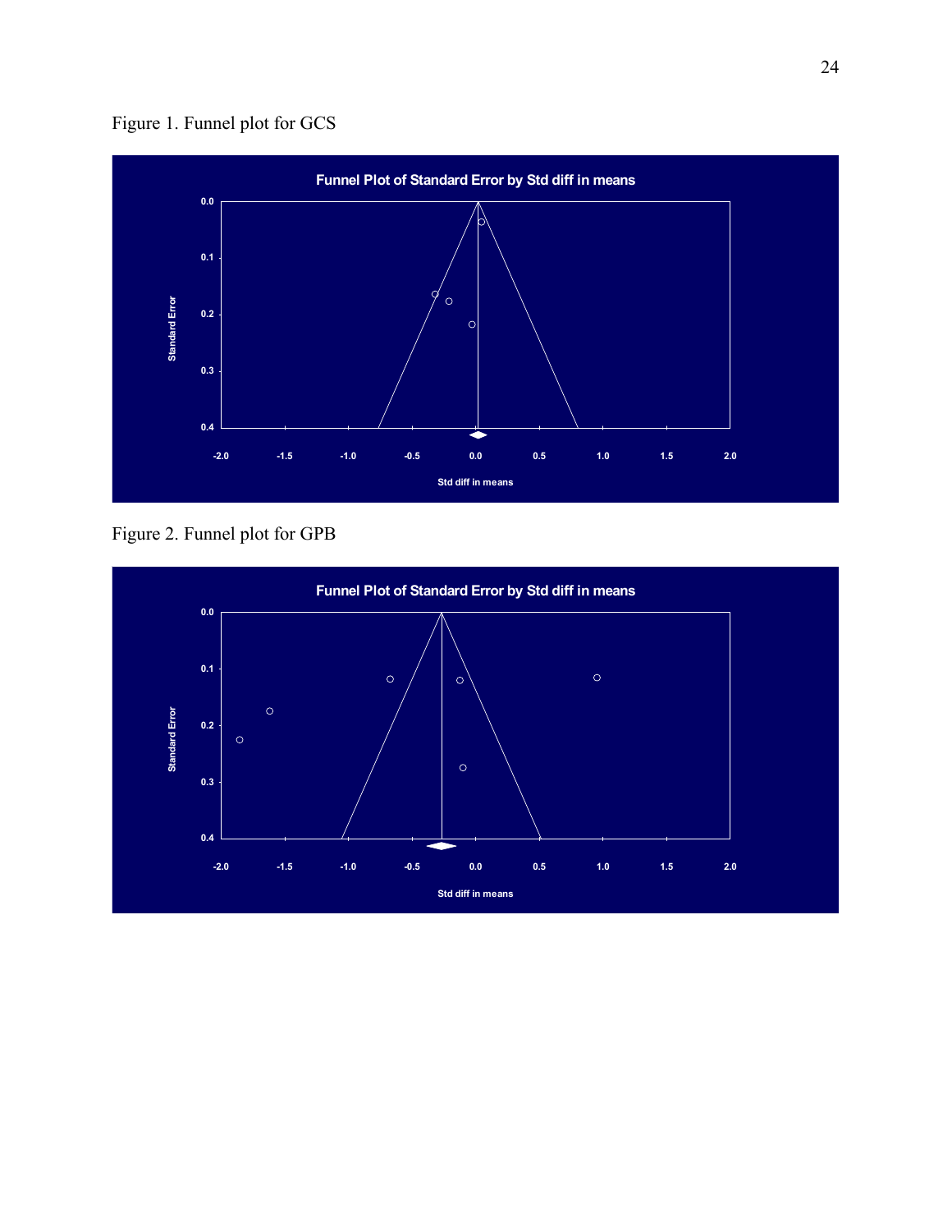Figure 1. Funnel plot for GCS

Figure 2. Funnel plot for GPB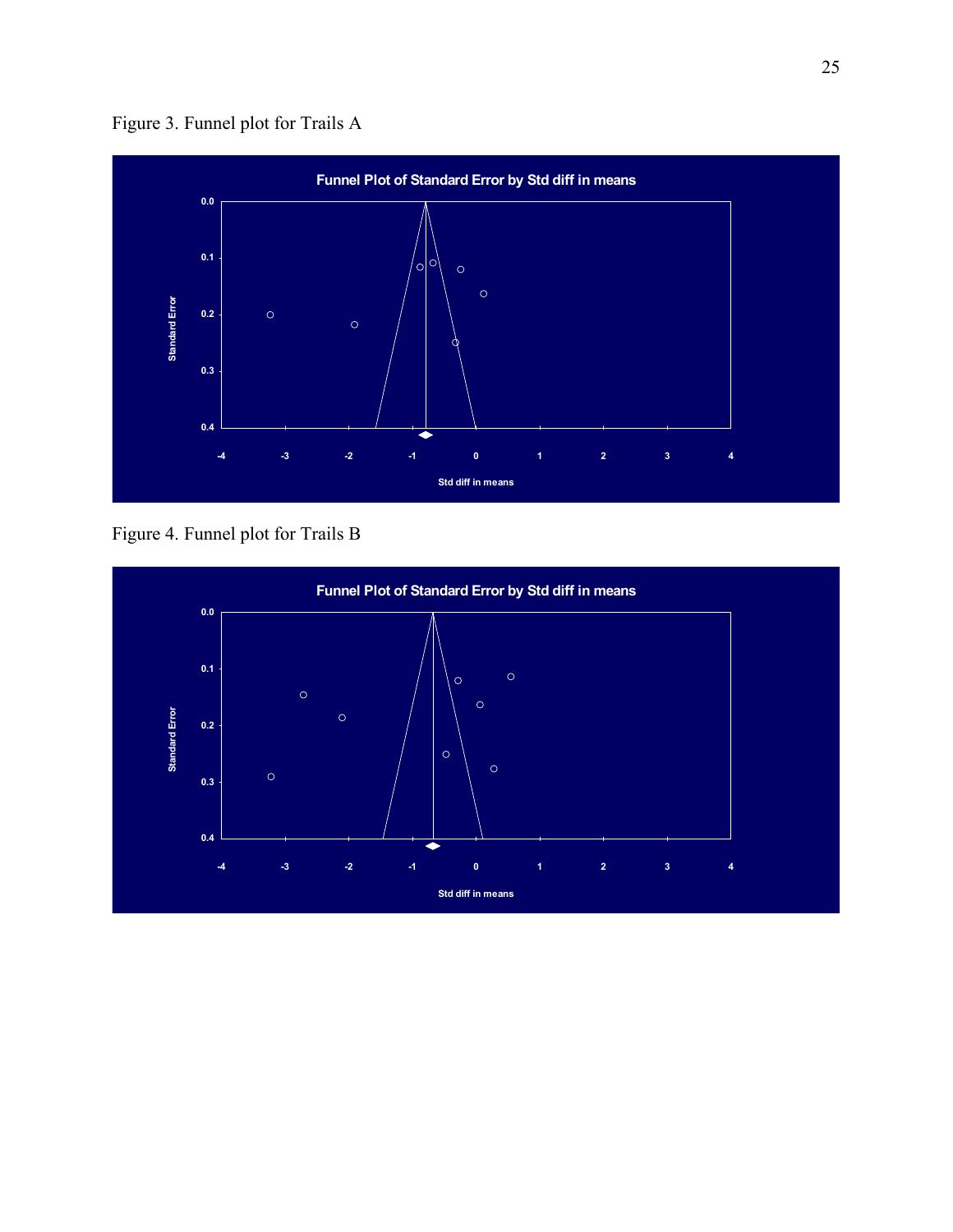Figure 3. Funnel plot for Trails A

Figure 4. Funnel plot for Trails B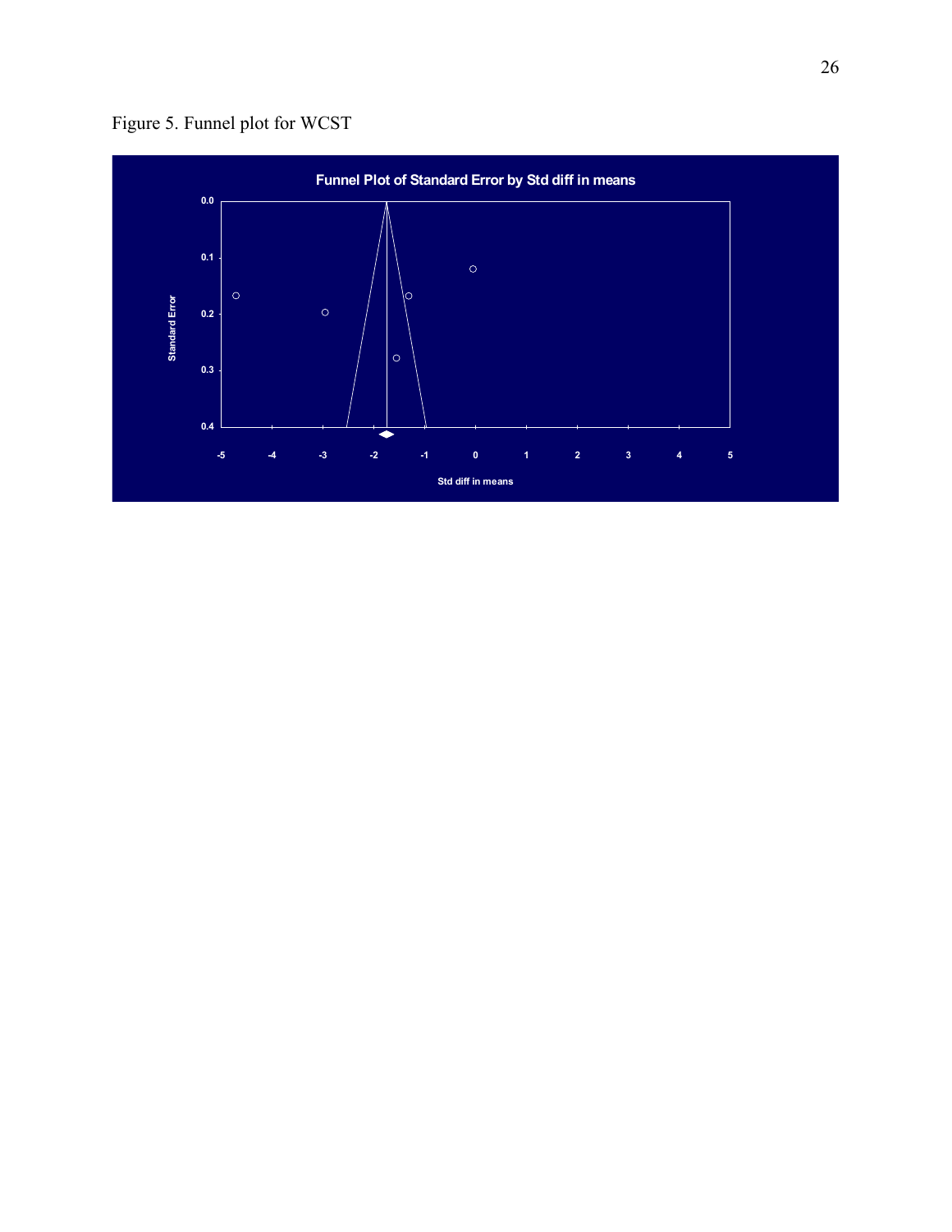Figure 5. Funnel plot for WCST

Funnel Plot of Standard Error by Std diff in means

Standard Error

0.0
0.1
0.2
0.3
0.4

-5
-4
-3
-2
-1
0
1
2
3
4
5

Std diff in means